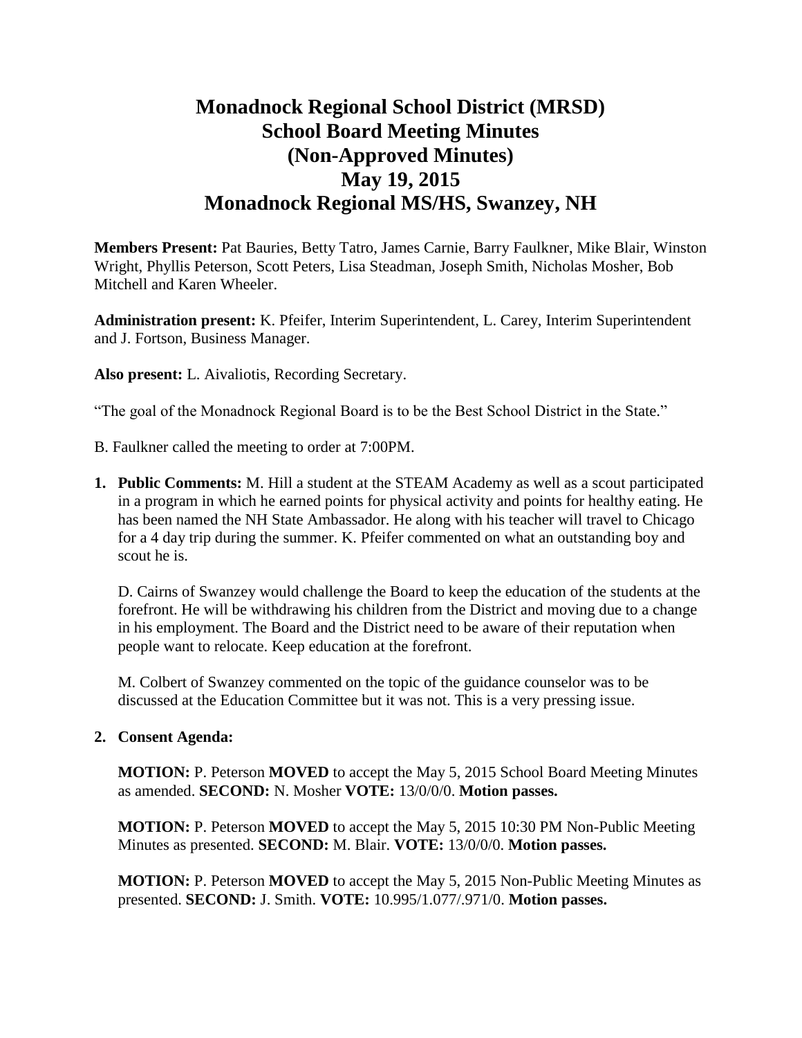# Monadnock Regional School District (MRSD)
# School Board Meeting Minutes
# (Non-Approved Minutes)
# May 19, 2015
# Monadnock Regional MS/HS, Swanzey, NH

**Members Present:** Pat Bauries, Betty Tatro, James Carnie, Barry Faulkner, Mike Blair, Winston Wright, Phyllis Peterson, Scott Peters, Lisa Steadman, Joseph Smith, Nicholas Mosher, Bob Mitchell and Karen Wheeler.

**Administration present:** K. Pfeifer, Interim Superintendent, L. Carey, Interim Superintendent and J. Fortson, Business Manager.

**Also present:** L. Aivaliotis, Recording Secretary.

"The goal of the Monadnock Regional Board is to be the Best School District in the State."

B. Faulkner called the meeting to order at 7:00PM.

1. **Public Comments:** M. Hill a student at the STEAM Academy as well as a scout participated in a program in which he earned points for physical activity and points for healthy eating. He has been named the NH State Ambassador. He along with his teacher will travel to Chicago for a 4 day trip during the summer. K. Pfeifer commented on what an outstanding boy and scout he is.

   D. Cairns of Swanzey would challenge the Board to keep the education of the students at the forefront. He will be withdrawing his children from the District and moving due to a change in his employment. The Board and the District need to be aware of their reputation when people want to relocate. Keep education at the forefront.

   M. Colbert of Swanzey commented on the topic of the guidance counselor was to be discussed at the Education Committee but it was not. This is a very pressing issue.

2. **Consent Agenda:**

   **MOTION:** P. Peterson **MOVED** to accept the May 5, 2015 School Board Meeting Minutes as amended. **SECOND:** N. Mosher **VOTE:** 13/0/0/0. **Motion passes.**

   **MOTION:** P. Peterson **MOVED** to accept the May 5, 2015 10:30 PM Non-Public Meeting Minutes as presented. **SECOND:** M. Blair. **VOTE:** 13/0/0/0. **Motion passes.**

   **MOTION:** P. Peterson **MOVED** to accept the May 5, 2015 Non-Public Meeting Minutes as presented. **SECOND:** J. Smith. **VOTE:** 10.995/1.077/.971/0. **Motion passes.**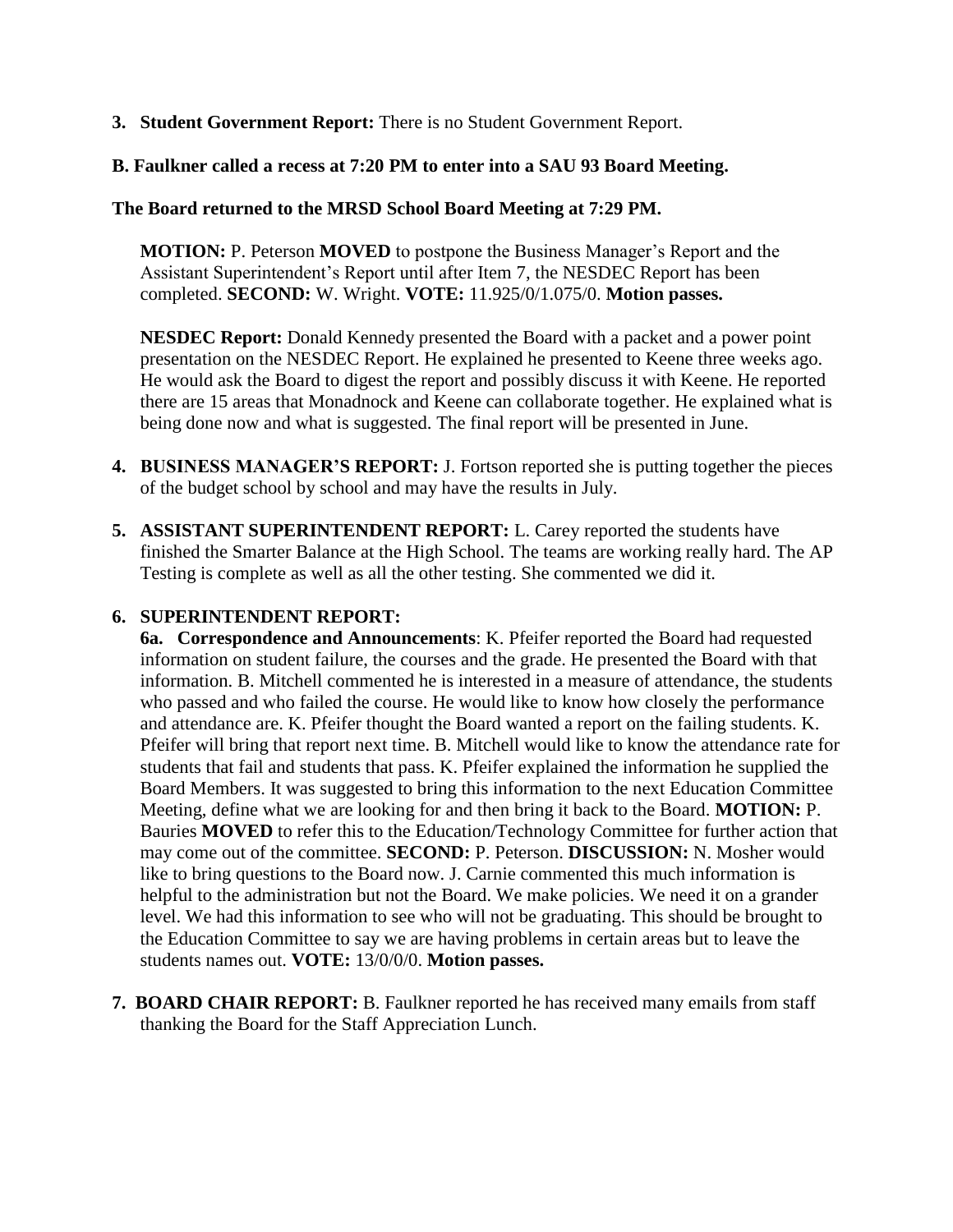**3. Student Government Report:** There is no Student Government Report.

**B. Faulkner called a recess at 7:20 PM to enter into a SAU 93 Board Meeting.**

**The Board returned to the MRSD School Board Meeting at 7:29 PM.**

**MOTION:** P. Peterson **MOVED** to postpone the Business Manager's Report and the Assistant Superintendent's Report until after Item 7, the NESDEC Report has been completed. **SECOND:** W. Wright. **VOTE:** 11.925/0/1.075/0. **Motion passes.**

**NESDEC Report:** Donald Kennedy presented the Board with a packet and a power point presentation on the NESDEC Report. He explained he presented to Keene three weeks ago. He would ask the Board to digest the report and possibly discuss it with Keene. He reported there are 15 areas that Monadnock and Keene can collaborate together. He explained what is being done now and what is suggested. The final report will be presented in June.

**4. BUSINESS MANAGER'S REPORT:** J. Fortson reported she is putting together the pieces of the budget school by school and may have the results in July.

**5. ASSISTANT SUPERINTENDENT REPORT:** L. Carey reported the students have finished the Smarter Balance at the High School. The teams are working really hard. The AP Testing is complete as well as all the other testing. She commented we did it.

**6. SUPERINTENDENT REPORT:**

**6a. Correspondence and Announcements**: K. Pfeifer reported the Board had requested information on student failure, the courses and the grade. He presented the Board with that information. B. Mitchell commented he is interested in a measure of attendance, the students who passed and who failed the course. He would like to know how closely the performance and attendance are. K. Pfeifer thought the Board wanted a report on the failing students. K. Pfeifer will bring that report next time. B. Mitchell would like to know the attendance rate for students that fail and students that pass. K. Pfeifer explained the information he supplied the Board Members. It was suggested to bring this information to the next Education Committee Meeting, define what we are looking for and then bring it back to the Board. **MOTION:** P. Bauries **MOVED** to refer this to the Education/Technology Committee for further action that may come out of the committee. **SECOND:** P. Peterson. **DISCUSSION:** N. Mosher would like to bring questions to the Board now. J. Carnie commented this much information is helpful to the administration but not the Board. We make policies. We need it on a grander level. We had this information to see who will not be graduating. This should be brought to the Education Committee to say we are having problems in certain areas but to leave the students names out. **VOTE:** 13/0/0/0. **Motion passes.**

**7. BOARD CHAIR REPORT:** B. Faulkner reported he has received many emails from staff thanking the Board for the Staff Appreciation Lunch.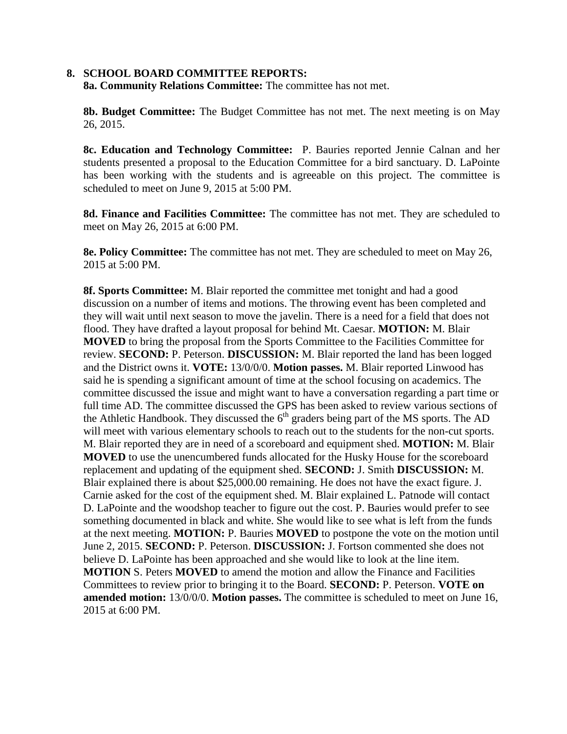## 8. SCHOOL BOARD COMMITTEE REPORTS:

**8a. Community Relations Committee:** The committee has not met.

**8b. Budget Committee:** The Budget Committee has not met. The next meeting is on May 26, 2015.

**8c. Education and Technology Committee:** P. Bauries reported Jennie Calnan and her students presented a proposal to the Education Committee for a bird sanctuary. D. LaPointe has been working with the students and is agreeable on this project. The committee is scheduled to meet on June 9, 2015 at 5:00 PM.

**8d. Finance and Facilities Committee:** The committee has not met. They are scheduled to meet on May 26, 2015 at 6:00 PM.

**8e. Policy Committee:** The committee has not met. They are scheduled to meet on May 26, 2015 at 5:00 PM.

**8f. Sports Committee:** M. Blair reported the committee met tonight and had a good discussion on a number of items and motions. The throwing event has been completed and they will wait until next season to move the javelin. There is a need for a field that does not flood. They have drafted a layout proposal for behind Mt. Caesar. **MOTION:** M. Blair **MOVED** to bring the proposal from the Sports Committee to the Facilities Committee for review. **SECOND:** P. Peterson. **DISCUSSION:** M. Blair reported the land has been logged and the District owns it. **VOTE:** 13/0/0/0. **Motion passes.** M. Blair reported Linwood has said he is spending a significant amount of time at the school focusing on academics. The committee discussed the issue and might want to have a conversation regarding a part time or full time AD. The committee discussed the GPS has been asked to review various sections of the Athletic Handbook. They discussed the 6th graders being part of the MS sports. The AD will meet with various elementary schools to reach out to the students for the non-cut sports. M. Blair reported they are in need of a scoreboard and equipment shed. **MOTION:** M. Blair **MOVED** to use the unencumbered funds allocated for the Husky House for the scoreboard replacement and updating of the equipment shed. **SECOND:** J. Smith **DISCUSSION:** M. Blair explained there is about $25,000.00 remaining. He does not have the exact figure. J. Carnie asked for the cost of the equipment shed. M. Blair explained L. Patnode will contact D. LaPointe and the woodshop teacher to figure out the cost. P. Bauries would prefer to see something documented in black and white. She would like to see what is left from the funds at the next meeting. **MOTION:** P. Bauries **MOVED** to postpone the vote on the motion until June 2, 2015. **SECOND:** P. Peterson. **DISCUSSION:** J. Fortson commented she does not believe D. LaPointe has been approached and she would like to look at the line item. **MOTION** S. Peters **MOVED** to amend the motion and allow the Finance and Facilities Committees to review prior to bringing it to the Board. **SECOND:** P. Peterson. **VOTE on amended motion:** 13/0/0/0. **Motion passes.** The committee is scheduled to meet on June 16, 2015 at 6:00 PM.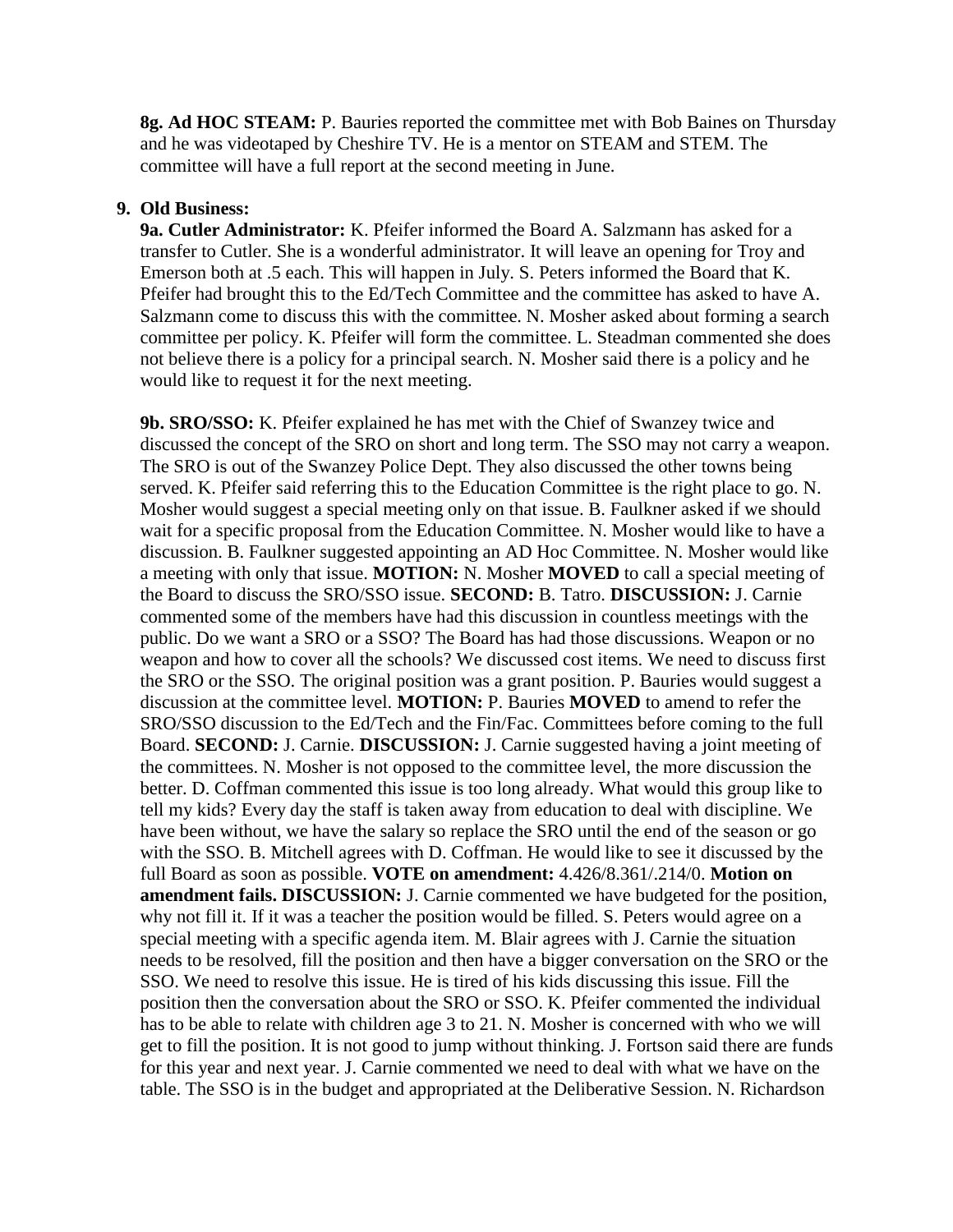**8g. Ad HOC STEAM:** P. Bauries reported the committee met with Bob Baines on Thursday and he was videotaped by Cheshire TV. He is a mentor on STEAM and STEM. The committee will have a full report at the second meeting in June.

**9. Old Business:**

**9a. Cutler Administrator:** K. Pfeifer informed the Board A. Salzmann has asked for a transfer to Cutler. She is a wonderful administrator. It will leave an opening for Troy and Emerson both at .5 each. This will happen in July. S. Peters informed the Board that K. Pfeifer had brought this to the Ed/Tech Committee and the committee has asked to have A. Salzmann come to discuss this with the committee. N. Mosher asked about forming a search committee per policy. K. Pfeifer will form the committee. L. Steadman commented she does not believe there is a policy for a principal search. N. Mosher said there is a policy and he would like to request it for the next meeting.

**9b. SRO/SSO:** K. Pfeifer explained he has met with the Chief of Swanzey twice and discussed the concept of the SRO on short and long term. The SSO may not carry a weapon. The SRO is out of the Swanzey Police Dept. They also discussed the other towns being served. K. Pfeifer said referring this to the Education Committee is the right place to go. N. Mosher would suggest a special meeting only on that issue. B. Faulkner asked if we should wait for a specific proposal from the Education Committee. N. Mosher would like to have a discussion. B. Faulkner suggested appointing an AD Hoc Committee. N. Mosher would like a meeting with only that issue. **MOTION:** N. Mosher **MOVED** to call a special meeting of the Board to discuss the SRO/SSO issue. **SECOND:** B. Tatro. **DISCUSSION:** J. Carnie commented some of the members have had this discussion in countless meetings with the public. Do we want a SRO or a SSO? The Board has had those discussions. Weapon or no weapon and how to cover all the schools? We discussed cost items. We need to discuss first the SRO or the SSO. The original position was a grant position. P. Bauries would suggest a discussion at the committee level. **MOTION:** P. Bauries **MOVED** to amend to refer the SRO/SSO discussion to the Ed/Tech and the Fin/Fac. Committees before coming to the full Board. **SECOND:** J. Carnie. **DISCUSSION:** J. Carnie suggested having a joint meeting of the committees. N. Mosher is not opposed to the committee level, the more discussion the better. D. Coffman commented this issue is too long already. What would this group like to tell my kids? Every day the staff is taken away from education to deal with discipline. We have been without, we have the salary so replace the SRO until the end of the season or go with the SSO. B. Mitchell agrees with D. Coffman. He would like to see it discussed by the full Board as soon as possible. **VOTE on amendment:** 4.426/8.361/.214/0. **Motion on amendment fails. DISCUSSION:** J. Carnie commented we have budgeted for the position, why not fill it. If it was a teacher the position would be filled. S. Peters would agree on a special meeting with a specific agenda item. M. Blair agrees with J. Carnie the situation needs to be resolved, fill the position and then have a bigger conversation on the SRO or the SSO. We need to resolve this issue. He is tired of his kids discussing this issue. Fill the position then the conversation about the SRO or SSO. K. Pfeifer commented the individual has to be able to relate with children age 3 to 21. N. Mosher is concerned with who we will get to fill the position. It is not good to jump without thinking. J. Fortson said there are funds for this year and next year. J. Carnie commented we need to deal with what we have on the table. The SSO is in the budget and appropriated at the Deliberative Session. N. Richardson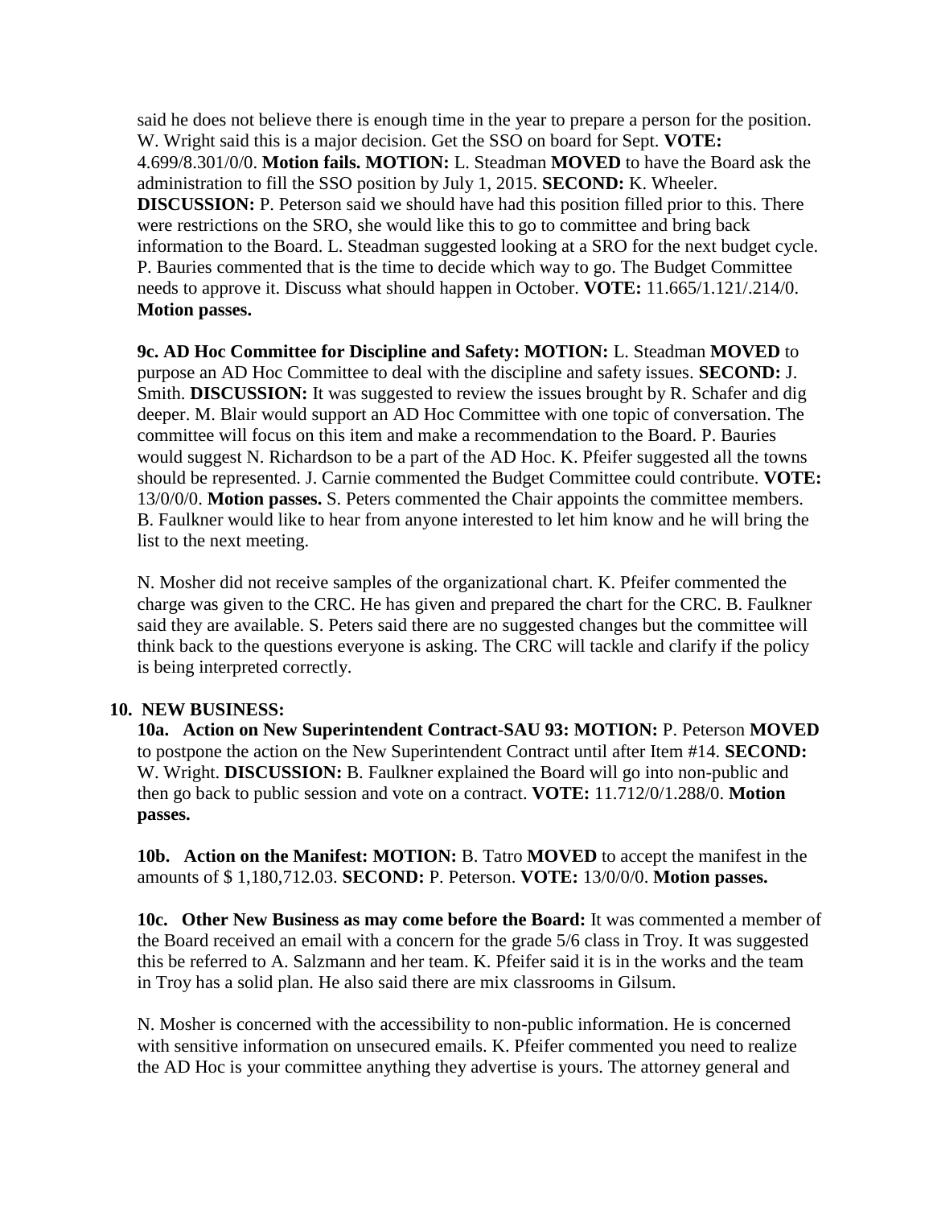said he does not believe there is enough time in the year to prepare a person for the position. W. Wright said this is a major decision. Get the SSO on board for Sept. **VOTE:** 4.699/8.301/0/0. **Motion fails. MOTION:** L. Steadman **MOVED** to have the Board ask the administration to fill the SSO position by July 1, 2015. **SECOND:** K. Wheeler. **DISCUSSION:** P. Peterson said we should have had this position filled prior to this. There were restrictions on the SRO, she would like this to go to committee and bring back information to the Board. L. Steadman suggested looking at a SRO for the next budget cycle. P. Bauries commented that is the time to decide which way to go. The Budget Committee needs to approve it. Discuss what should happen in October. **VOTE:** 11.665/1.121/.214/0. **Motion passes.**

**9c. AD Hoc Committee for Discipline and Safety: MOTION:** L. Steadman **MOVED** to purpose an AD Hoc Committee to deal with the discipline and safety issues. **SECOND:** J. Smith. **DISCUSSION:** It was suggested to review the issues brought by R. Schafer and dig deeper. M. Blair would support an AD Hoc Committee with one topic of conversation. The committee will focus on this item and make a recommendation to the Board. P. Bauries would suggest N. Richardson to be a part of the AD Hoc. K. Pfeifer suggested all the towns should be represented. J. Carnie commented the Budget Committee could contribute. **VOTE:** 13/0/0/0. **Motion passes.** S. Peters commented the Chair appoints the committee members. B. Faulkner would like to hear from anyone interested to let him know and he will bring the list to the next meeting.

N. Mosher did not receive samples of the organizational chart. K. Pfeifer commented the charge was given to the CRC. He has given and prepared the chart for the CRC. B. Faulkner said they are available. S. Peters said there are no suggested changes but the committee will think back to the questions everyone is asking. The CRC will tackle and clarify if the policy is being interpreted correctly.

**10. NEW BUSINESS:**

**10a. Action on New Superintendent Contract-SAU 93: MOTION:** P. Peterson **MOVED** to postpone the action on the New Superintendent Contract until after Item #14. **SECOND:** W. Wright. **DISCUSSION:** B. Faulkner explained the Board will go into non-public and then go back to public session and vote on a contract. **VOTE:** 11.712/0/1.288/0. **Motion passes.**

**10b. Action on the Manifest: MOTION:** B. Tatro **MOVED** to accept the manifest in the amounts of $ 1,180,712.03. **SECOND:** P. Peterson. **VOTE:** 13/0/0/0. **Motion passes.**

**10c. Other New Business as may come before the Board:** It was commented a member of the Board received an email with a concern for the grade 5/6 class in Troy. It was suggested this be referred to A. Salzmann and her team. K. Pfeifer said it is in the works and the team in Troy has a solid plan. He also said there are mix classrooms in Gilsum.

N. Mosher is concerned with the accessibility to non-public information. He is concerned with sensitive information on unsecured emails. K. Pfeifer commented you need to realize the AD Hoc is your committee anything they advertise is yours. The attorney general and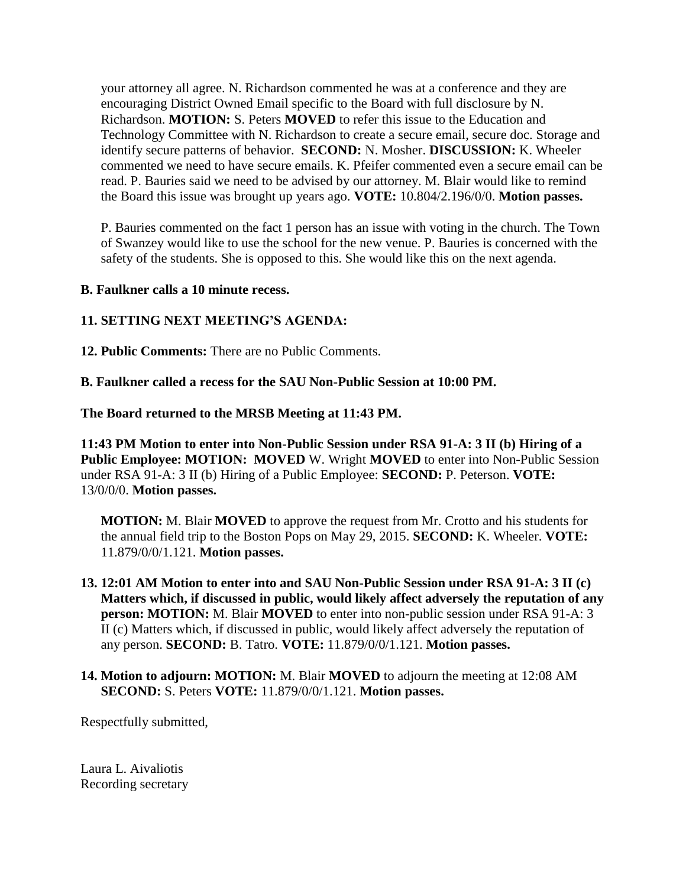your attorney all agree. N. Richardson commented he was at a conference and they are encouraging District Owned Email specific to the Board with full disclosure by N. Richardson. **MOTION:** S. Peters **MOVED** to refer this issue to the Education and Technology Committee with N. Richardson to create a secure email, secure doc. Storage and identify secure patterns of behavior. **SECOND:** N. Mosher. **DISCUSSION:** K. Wheeler commented we need to have secure emails. K. Pfeifer commented even a secure email can be read. P. Bauries said we need to be advised by our attorney. M. Blair would like to remind the Board this issue was brought up years ago. **VOTE:** 10.804/2.196/0/0. **Motion passes.**

P. Bauries commented on the fact 1 person has an issue with voting in the church. The Town of Swanzey would like to use the school for the new venue. P. Bauries is concerned with the safety of the students. She is opposed to this. She would like this on the next agenda.

**B. Faulkner calls a 10 minute recess.**

**11. SETTING NEXT MEETING'S AGENDA:**

**12. Public Comments:** There are no Public Comments.

**B. Faulkner called a recess for the SAU Non-Public Session at 10:00 PM.**

**The Board returned to the MRSB Meeting at 11:43 PM.**

**11:43 PM Motion to enter into Non-Public Session under RSA 91-A: 3 II (b) Hiring of a Public Employee: MOTION: MOVED** W. Wright **MOVED** to enter into Non-Public Session under RSA 91-A: 3 II (b) Hiring of a Public Employee: **SECOND:** P. Peterson. **VOTE:** 13/0/0/0. **Motion passes.**

**MOTION:** M. Blair **MOVED** to approve the request from Mr. Crotto and his students for the annual field trip to the Boston Pops on May 29, 2015. **SECOND:** K. Wheeler. **VOTE:** 11.879/0/0/1.121. **Motion passes.**

**13. 12:01 AM Motion to enter into and SAU Non-Public Session under RSA 91-A: 3 II (c) Matters which, if discussed in public, would likely affect adversely the reputation of any person: MOTION:** M. Blair **MOVED** to enter into non-public session under RSA 91-A: 3 II (c) Matters which, if discussed in public, would likely affect adversely the reputation of any person. **SECOND:** B. Tatro. **VOTE:** 11.879/0/0/1.121. **Motion passes.**

**14. Motion to adjourn: MOTION:** M. Blair **MOVED** to adjourn the meeting at 12:08 AM **SECOND:** S. Peters **VOTE:** 11.879/0/0/1.121. **Motion passes.**

Respectfully submitted,

Laura L. Aivaliotis
Recording secretary